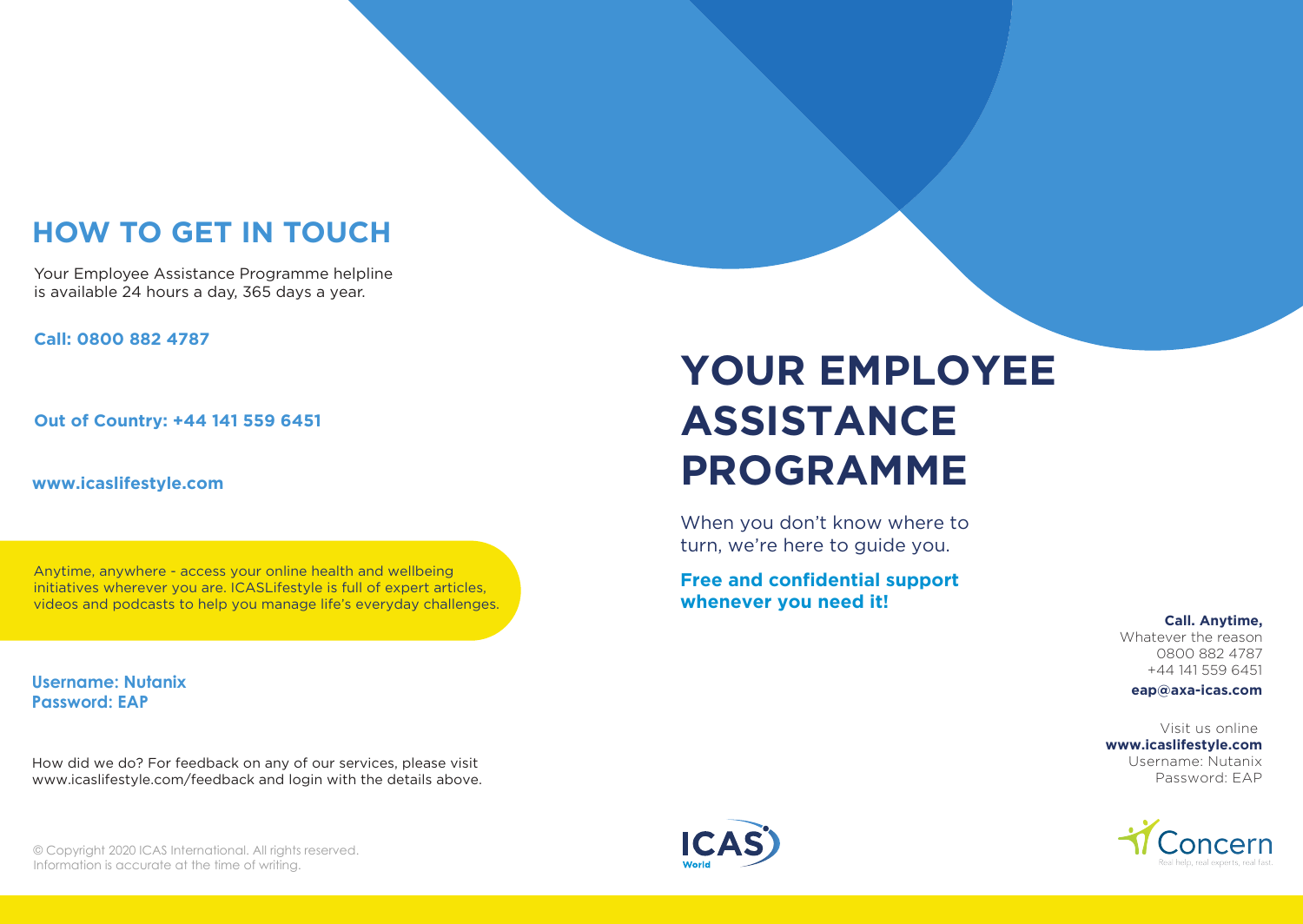## HOW TO GET IN TOUCH

Your Employee Assistance Programme helpline is available 24 hours a day, 365 days a year.

**Call: 0800 882 4787**

**Out of Country: +44 141 559 6451**

**www.icaslifestyle.com**

Anytime, anywhere - access your online health and wellbeing initiatives wherever you are. ICASLifestyle is full of expert articles, videos and podcasts to help you manage life's everyday challenges.

**Username: Nutanix**
**Password: EAP**

How did we do? For feedback on any of our services, please visit www.icaslifestyle.com/feedback and login with the details above.

© Copyright 2020 ICAS International. All rights reserved.
Information is accurate at the time of writing.

# YOUR EMPLOYEE ASSISTANCE PROGRAMME

When you don't know where to turn, we're here to guide you.

**Free and confidential support whenever you need it!**

**Call. Anytime,**
Whatever the reason
0800 882 4787
+44 141 559 6451
**eap@axa-icas.com**

Visit us online
**www.icaslifestyle.com**
Username: Nutanix
Password: EAP

ICAS World

Concern
Real help, real experts, real fast.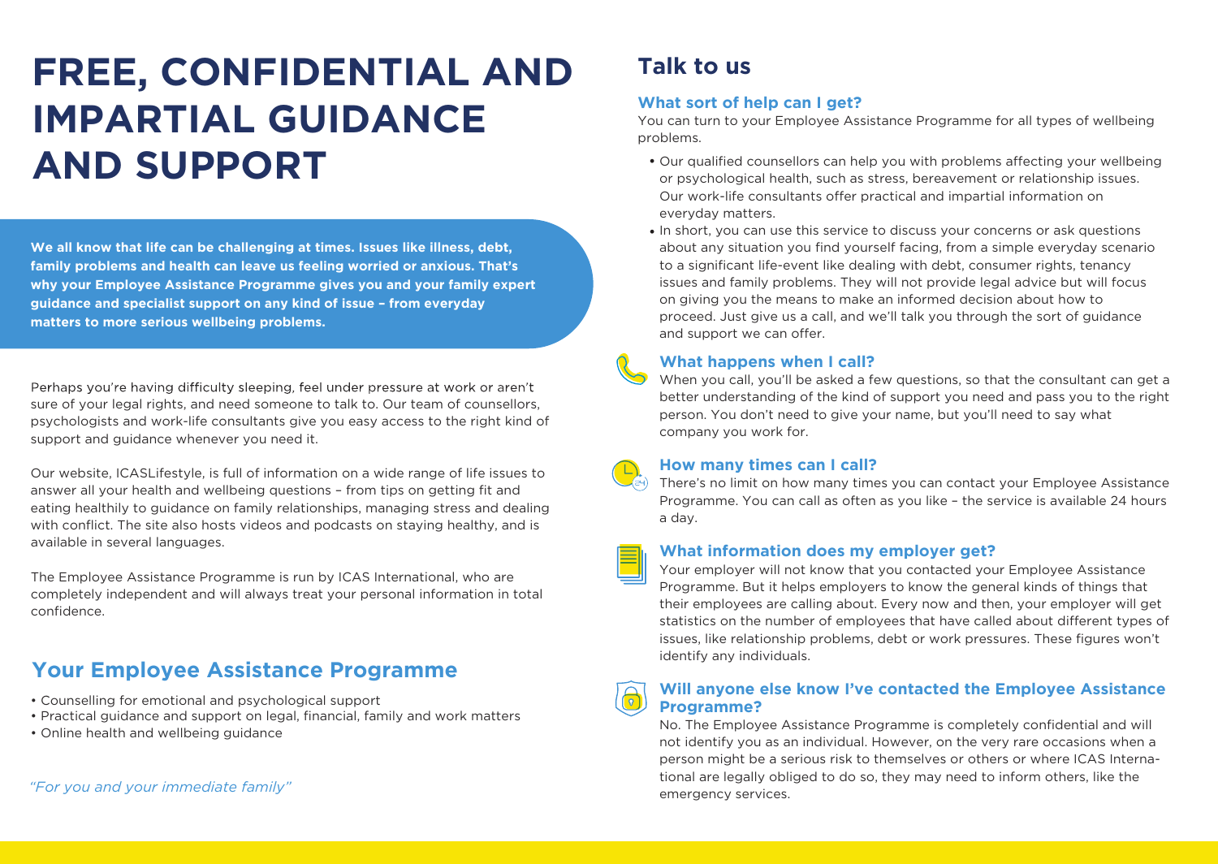# FREE, CONFIDENTIAL AND IMPARTIAL GUIDANCE AND SUPPORT

**We all know that life can be challenging at times. Issues like illness, debt, family problems and health can leave us feeling worried or anxious. That's why your Employee Assistance Programme gives you and your family expert guidance and specialist support on any kind of issue – from everyday matters to more serious wellbeing problems.**

Perhaps you're having difficulty sleeping, feel under pressure at work or aren't sure of your legal rights, and need someone to talk to. Our team of counsellors, psychologists and work-life consultants give you easy access to the right kind of support and guidance whenever you need it.

Our website, ICASLifestyle, is full of information on a wide range of life issues to answer all your health and wellbeing questions – from tips on getting fit and eating healthily to guidance on family relationships, managing stress and dealing with conflict. The site also hosts videos and podcasts on staying healthy, and is available in several languages.

The Employee Assistance Programme is run by ICAS International, who are completely independent and will always treat your personal information in total confidence.

## Your Employee Assistance Programme

- Counselling for emotional and psychological support
- Practical guidance and support on legal, financial, family and work matters
- Online health and wellbeing guidance

*"For you and your immediate family"*

## Talk to us

### What sort of help can I get?

You can turn to your Employee Assistance Programme for all types of wellbeing problems.

- Our qualified counsellors can help you with problems affecting your wellbeing or psychological health, such as stress, bereavement or relationship issues. Our work-life consultants offer practical and impartial information on everyday matters.
- In short, you can use this service to discuss your concerns or ask questions about any situation you find yourself facing, from a simple everyday scenario to a significant life-event like dealing with debt, consumer rights, tenancy issues and family problems. They will not provide legal advice but will focus on giving you the means to make an informed decision about how to proceed. Just give us a call, and we'll talk you through the sort of guidance and support we can offer.

### What happens when I call?

When you call, you'll be asked a few questions, so that the consultant can get a better understanding of the kind of support you need and pass you to the right person. You don't need to give your name, but you'll need to say what company you work for.

### How many times can I call?

There's no limit on how many times you can contact your Employee Assistance Programme. You can call as often as you like – the service is available 24 hours a day.

### What information does my employer get?

Your employer will not know that you contacted your Employee Assistance Programme. But it helps employers to know the general kinds of things that their employees are calling about. Every now and then, your employer will get statistics on the number of employees that have called about different types of issues, like relationship problems, debt or work pressures. These figures won't identify any individuals.

### Will anyone else know I've contacted the Employee Assistance Programme?

No. The Employee Assistance Programme is completely confidential and will not identify you as an individual. However, on the very rare occasions when a person might be a serious risk to themselves or others or where ICAS International are legally obliged to do so, they may need to inform others, like the emergency services.